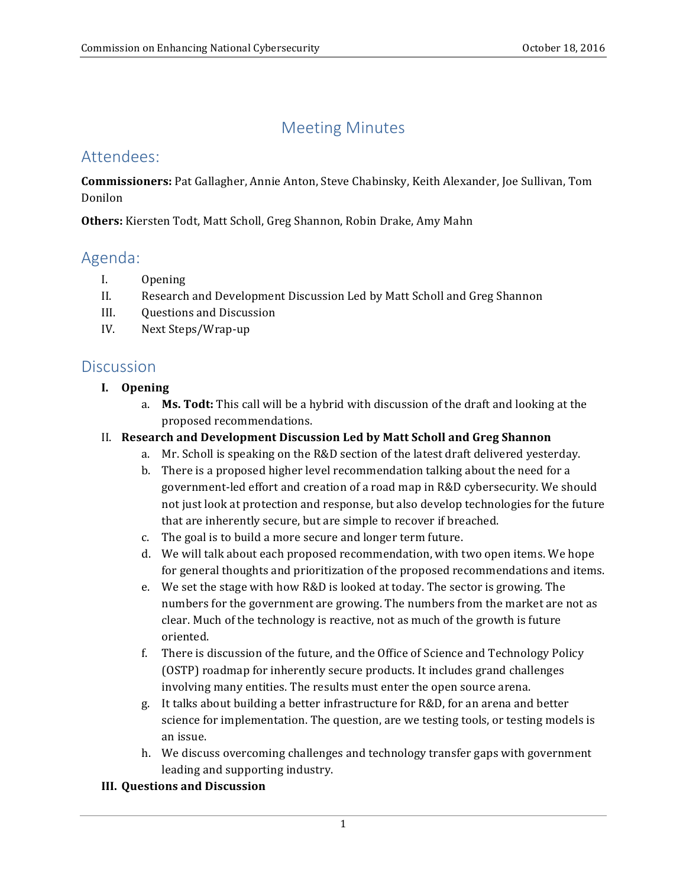# Meeting Minutes

## Attendees:

**Commissioners:** Pat Gallagher, Annie Anton, Steve Chabinsky, Keith Alexander, Joe Sullivan, Tom Donilon

**Others:** Kiersten Todt, Matt Scholl, Greg Shannon, Robin Drake, Amy Mahn

## Agenda:

I. Opening
II. Research and Development Discussion Led by Matt Scholl and Greg Shannon
III. Questions and Discussion
IV. Next Steps/Wrap-up

## Discussion

**I. Opening**

a. **Ms. Todt:** This call will be a hybrid with discussion of the draft and looking at the proposed recommendations.

II. **Research and Development Discussion Led by Matt Scholl and Greg Shannon**

a. Mr. Scholl is speaking on the R&D section of the latest draft delivered yesterday.
b. There is a proposed higher level recommendation talking about the need for a government-led effort and creation of a road map in R&D cybersecurity. We should not just look at protection and response, but also develop technologies for the future that are inherently secure, but are simple to recover if breached.
c. The goal is to build a more secure and longer term future.
d. We will talk about each proposed recommendation, with two open items. We hope for general thoughts and prioritization of the proposed recommendations and items.
e. We set the stage with how R&D is looked at today. The sector is growing. The numbers for the government are growing. The numbers from the market are not as clear. Much of the technology is reactive, not as much of the growth is future oriented.
f. There is discussion of the future, and the Office of Science and Technology Policy (OSTP) roadmap for inherently secure products. It includes grand challenges involving many entities. The results must enter the open source arena.
g. It talks about building a better infrastructure for R&D, for an arena and better science for implementation. The question, are we testing tools, or testing models is an issue.
h. We discuss overcoming challenges and technology transfer gaps with government leading and supporting industry.

**III. Questions and Discussion**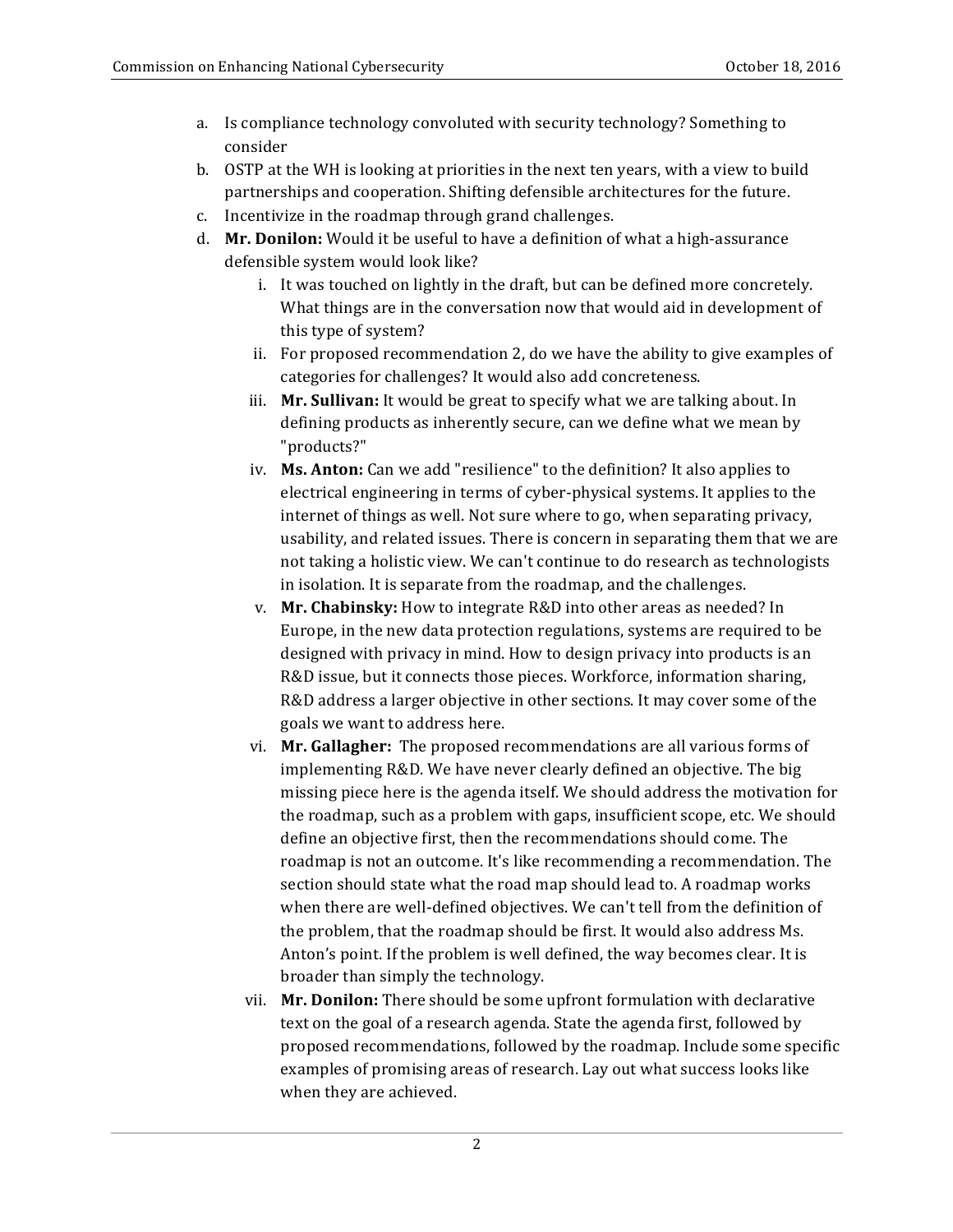a. Is compliance technology convoluted with security technology? Something to consider
b. OSTP at the WH is looking at priorities in the next ten years, with a view to build partnerships and cooperation. Shifting defensible architectures for the future.
c. Incentivize in the roadmap through grand challenges.
d. **Mr. Donilon:** Would it be useful to have a definition of what a high-assurance defensible system would look like?
    i. It was touched on lightly in the draft, but can be defined more concretely. What things are in the conversation now that would aid in development of this type of system?
    ii. For proposed recommendation 2, do we have the ability to give examples of categories for challenges? It would also add concreteness.
    iii. **Mr. Sullivan:** It would be great to specify what we are talking about. In defining products as inherently secure, can we define what we mean by "products?"
    iv. **Ms. Anton:** Can we add "resilience" to the definition? It also applies to electrical engineering in terms of cyber-physical systems. It applies to the internet of things as well. Not sure where to go, when separating privacy, usability, and related issues. There is concern in separating them that we are not taking a holistic view. We can't continue to do research as technologists in isolation. It is separate from the roadmap, and the challenges.
    v. **Mr. Chabinsky:** How to integrate R&D into other areas as needed? In Europe, in the new data protection regulations, systems are required to be designed with privacy in mind. How to design privacy into products is an R&D issue, but it connects those pieces. Workforce, information sharing, R&D address a larger objective in other sections. It may cover some of the goals we want to address here.
    vi. **Mr. Gallagher:** The proposed recommendations are all various forms of implementing R&D. We have never clearly defined an objective. The big missing piece here is the agenda itself. We should address the motivation for the roadmap, such as a problem with gaps, insufficient scope, etc. We should define an objective first, then the recommendations should come. The roadmap is not an outcome. It's like recommending a recommendation. The section should state what the road map should lead to. A roadmap works when there are well-defined objectives. We can't tell from the definition of the problem, that the roadmap should be first. It would also address Ms. Anton's point. If the problem is well defined, the way becomes clear. It is broader than simply the technology.
    vii. **Mr. Donilon:** There should be some upfront formulation with declarative text on the goal of a research agenda. State the agenda first, followed by proposed recommendations, followed by the roadmap. Include some specific examples of promising areas of research. Lay out what success looks like when they are achieved.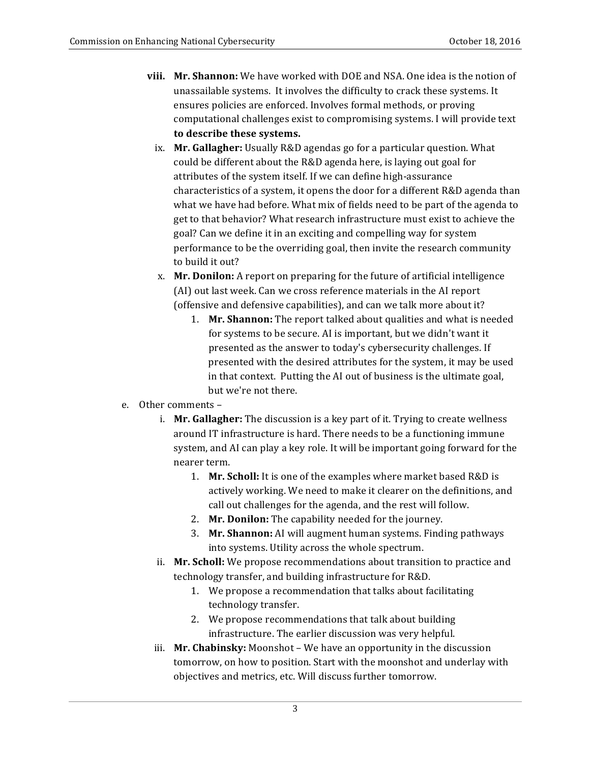viii. **Mr. Shannon:** We have worked with DOE and NSA. One idea is the notion of unassailable systems. It involves the difficulty to crack these systems. It ensures policies are enforced. Involves formal methods, or proving computational challenges exist to compromising systems. I will provide text **to describe these systems.**

ix. **Mr. Gallagher:** Usually R&D agendas go for a particular question. What could be different about the R&D agenda here, is laying out goal for attributes of the system itself. If we can define high-assurance characteristics of a system, it opens the door for a different R&D agenda than what we have had before. What mix of fields need to be part of the agenda to get to that behavior? What research infrastructure must exist to achieve the goal? Can we define it in an exciting and compelling way for system performance to be the overriding goal, then invite the research community to build it out?

x. **Mr. Donilon:** A report on preparing for the future of artificial intelligence (AI) out last week. Can we cross reference materials in the AI report (offensive and defensive capabilities), and can we talk more about it?

   1. **Mr. Shannon:** The report talked about qualities and what is needed for systems to be secure. AI is important, but we didn't want it presented as the answer to today's cybersecurity challenges. If presented with the desired attributes for the system, it may be used in that context. Putting the AI out of business is the ultimate goal, but we're not there.

e. Other comments –

   i. **Mr. Gallagher:** The discussion is a key part of it. Trying to create wellness around IT infrastructure is hard. There needs to be a functioning immune system, and AI can play a key role. It will be important going forward for the nearer term.

      1. **Mr. Scholl:** It is one of the examples where market based R&D is actively working. We need to make it clearer on the definitions, and call out challenges for the agenda, and the rest will follow.
      2. **Mr. Donilon:** The capability needed for the journey.
      3. **Mr. Shannon:** AI will augment human systems. Finding pathways into systems. Utility across the whole spectrum.

   ii. **Mr. Scholl:** We propose recommendations about transition to practice and technology transfer, and building infrastructure for R&D.

      1. We propose a recommendation that talks about facilitating technology transfer.
      2. We propose recommendations that talk about building infrastructure. The earlier discussion was very helpful.

   iii. **Mr. Chabinsky:** Moonshot – We have an opportunity in the discussion tomorrow, on how to position. Start with the moonshot and underlay with objectives and metrics, etc. Will discuss further tomorrow.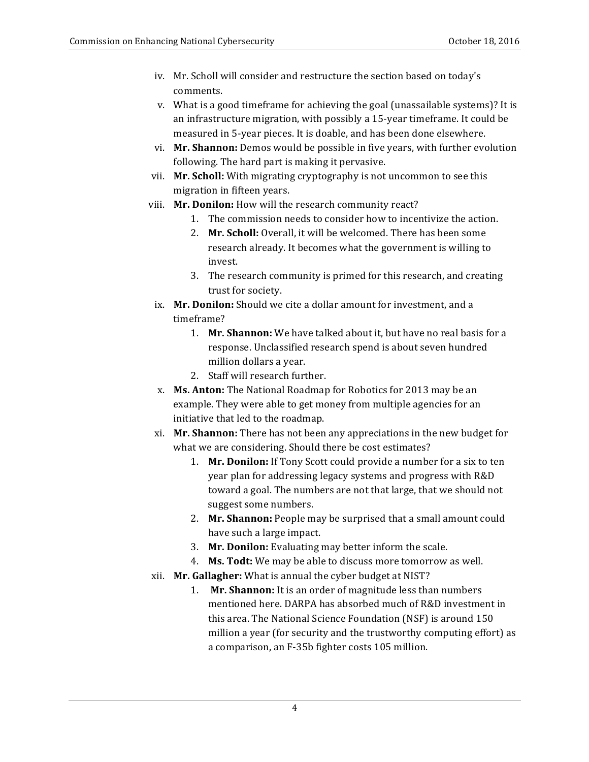iv. Mr. Scholl will consider and restructure the section based on today's comments.

v. What is a good timeframe for achieving the goal (unassailable systems)? It is an infrastructure migration, with possibly a 15-year timeframe. It could be measured in 5-year pieces. It is doable, and has been done elsewhere.

vi. **Mr. Shannon:** Demos would be possible in five years, with further evolution following. The hard part is making it pervasive.

vii. **Mr. Scholl:** With migrating cryptography is not uncommon to see this migration in fifteen years.

viii. **Mr. Donilon:** How will the research community react?

   1. The commission needs to consider how to incentivize the action.
   2. **Mr. Scholl:** Overall, it will be welcomed. There has been some research already. It becomes what the government is willing to invest.
   3. The research community is primed for this research, and creating trust for society.

ix. **Mr. Donilon:** Should we cite a dollar amount for investment, and a timeframe?

   1. **Mr. Shannon:** We have talked about it, but have no real basis for a response. Unclassified research spend is about seven hundred million dollars a year.
   2. Staff will research further.

x. **Ms. Anton:** The National Roadmap for Robotics for 2013 may be an example. They were able to get money from multiple agencies for an initiative that led to the roadmap.

xi. **Mr. Shannon:** There has not been any appreciations in the new budget for what we are considering. Should there be cost estimates?

   1. **Mr. Donilon:** If Tony Scott could provide a number for a six to ten year plan for addressing legacy systems and progress with R&D toward a goal. The numbers are not that large, that we should not suggest some numbers.
   2. **Mr. Shannon:** People may be surprised that a small amount could have such a large impact.
   3. **Mr. Donilon:** Evaluating may better inform the scale.
   4. **Ms. Todt:** We may be able to discuss more tomorrow as well.

xii. **Mr. Gallagher:** What is annual the cyber budget at NIST?

   1. **Mr. Shannon:** It is an order of magnitude less than numbers mentioned here. DARPA has absorbed much of R&D investment in this area. The National Science Foundation (NSF) is around 150 million a year (for security and the trustworthy computing effort) as a comparison, an F-35b fighter costs 105 million.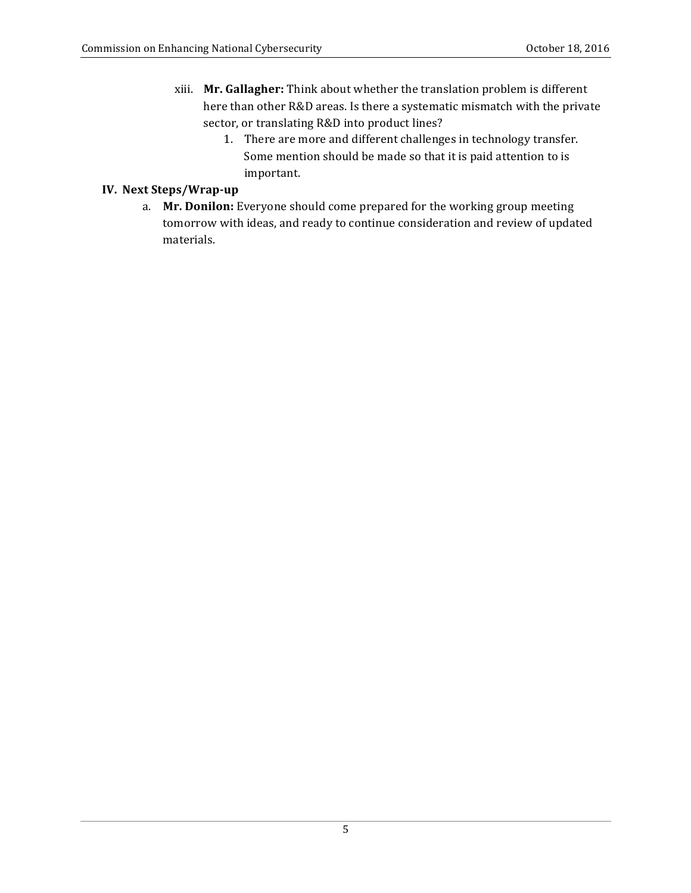xiii. **Mr. Gallagher:** Think about whether the translation problem is different here than other R&D areas. Is there a systematic mismatch with the private sector, or translating R&D into product lines?

1. There are more and different challenges in technology transfer. Some mention should be made so that it is paid attention to is important.

**IV. Next Steps/Wrap-up**

a. **Mr. Donilon:** Everyone should come prepared for the working group meeting tomorrow with ideas, and ready to continue consideration and review of updated materials.